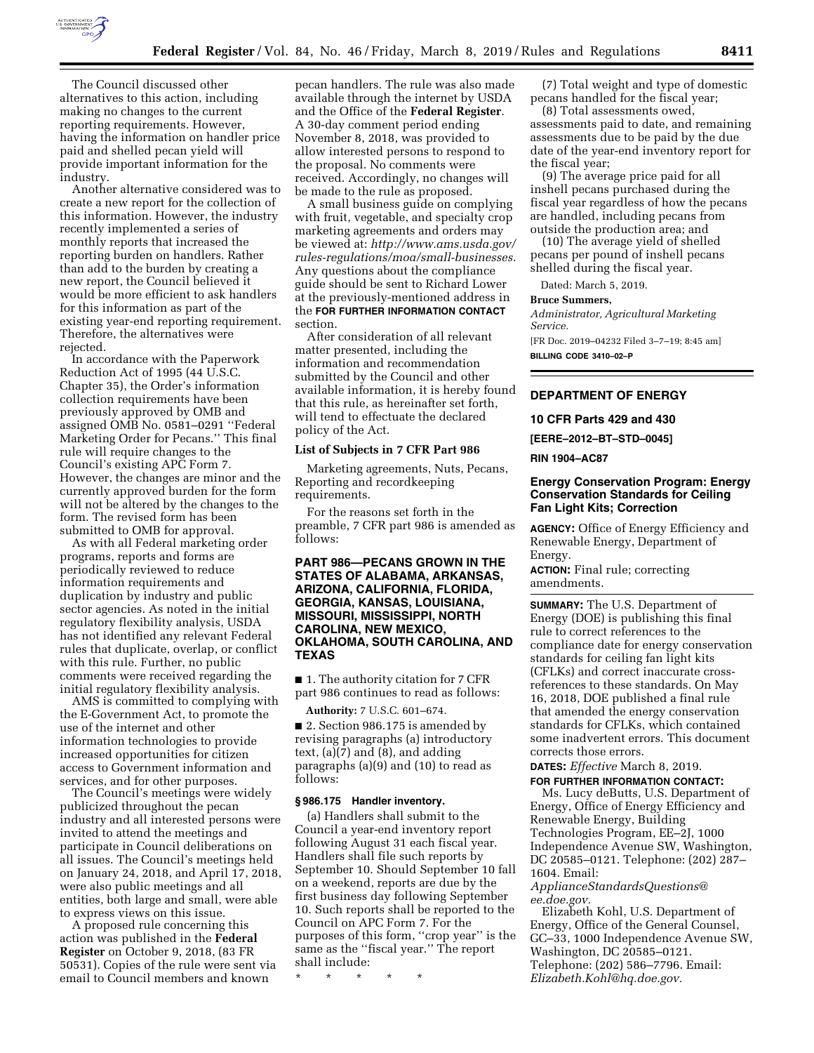The Council discussed other alternatives to this action, including making no changes to the current reporting requirements. However, having the information on handler price paid and shelled pecan yield will provide important information for the industry.

Another alternative considered was to create a new report for the collection of this information. However, the industry recently implemented a series of monthly reports that increased the reporting burden on handlers. Rather than add to the burden by creating a new report, the Council believed it would be more efficient to ask handlers for this information as part of the existing year-end reporting requirement. Therefore, the alternatives were rejected.

In accordance with the Paperwork Reduction Act of 1995 (44 U.S.C. Chapter 35), the Order's information collection requirements have been previously approved by OMB and assigned OMB No. 0581–0291 ''Federal Marketing Order for Pecans.'' This final rule will require changes to the Council's existing APC Form 7. However, the changes are minor and the currently approved burden for the form will not be altered by the changes to the form. The revised form has been submitted to OMB for approval.

As with all Federal marketing order programs, reports and forms are periodically reviewed to reduce information requirements and duplication by industry and public sector agencies. As noted in the initial regulatory flexibility analysis, USDA has not identified any relevant Federal rules that duplicate, overlap, or conflict with this rule. Further, no public comments were received regarding the initial regulatory flexibility analysis.

AMS is committed to complying with the E-Government Act, to promote the use of the internet and other information technologies to provide increased opportunities for citizen access to Government information and services, and for other purposes.

The Council's meetings were widely publicized throughout the pecan industry and all interested persons were invited to attend the meetings and participate in Council deliberations on all issues. The Council's meetings held on January 24, 2018, and April 17, 2018, were also public meetings and all entities, both large and small, were able to express views on this issue.

A proposed rule concerning this action was published in the **Federal Register** on October 9, 2018, (83 FR 50531). Copies of the rule were sent via email to Council members and known pecan handlers. The rule was also made available through the internet by USDA and the Office of the **Federal Register**. A 30-day comment period ending November 8, 2018, was provided to allow interested persons to respond to the proposal. No comments were received. Accordingly, no changes will be made to the rule as proposed.

A small business guide on complying with fruit, vegetable, and specialty crop marketing agreements and orders may be viewed at: *http://www.ams.usda.gov/rules-regulations/moa/small-businesses*. Any questions about the compliance guide should be sent to Richard Lower at the previously-mentioned address in the **FOR FURTHER INFORMATION CONTACT** section.

After consideration of all relevant matter presented, including the information and recommendation submitted by the Council and other available information, it is hereby found that this rule, as hereinafter set forth, will tend to effectuate the declared policy of the Act.

### List of Subjects in 7 CFR Part 986

Marketing agreements, Nuts, Pecans, Reporting and recordkeeping requirements.

For the reasons set forth in the preamble, 7 CFR part 986 is amended as follows:

## PART 986—PECANS GROWN IN THE STATES OF ALABAMA, ARKANSAS, ARIZONA, CALIFORNIA, FLORIDA, GEORGIA, KANSAS, LOUISIANA, MISSOURI, MISSISSIPPI, NORTH CAROLINA, NEW MEXICO, OKLAHOMA, SOUTH CAROLINA, AND TEXAS

■ 1. The authority citation for 7 CFR part 986 continues to read as follows:

**Authority:** 7 U.S.C. 601–674.

■ 2. Section 986.175 is amended by revising paragraphs (a) introductory text, (a)(7) and (8), and adding paragraphs (a)(9) and (10) to read as follows:

### § 986.175 Handler inventory.

(a) Handlers shall submit to the Council a year-end inventory report following August 31 each fiscal year. Handlers shall file such reports by September 10. Should September 10 fall on a weekend, reports are due by the first business day following September 10. Such reports shall be reported to the Council on APC Form 7. For the purposes of this form, ''crop year'' is the same as the ''fiscal year.'' The report shall include:

\* \* \* \* \*

(7) Total weight and type of domestic pecans handled for the fiscal year;

(8) Total assessments owed, assessments paid to date, and remaining assessments due to be paid by the due date of the year-end inventory report for the fiscal year;

(9) The average price paid for all inshell pecans purchased during the fiscal year regardless of how the pecans are handled, including pecans from outside the production area; and

(10) The average yield of shelled pecans per pound of inshell pecans shelled during the fiscal year.

Dated: March 5, 2019.

**Bruce Summers,**

*Administrator, Agricultural Marketing Service.*

[FR Doc. 2019–04232 Filed 3–7–19; 8:45 am]

**BILLING CODE 3410–02–P**

---

## DEPARTMENT OF ENERGY

### 10 CFR Parts 429 and 430

**[EERE–2012–BT–STD–0045]**

**RIN 1904–AC87**

### Energy Conservation Program: Energy Conservation Standards for Ceiling Fan Light Kits; Correction

**AGENCY:** Office of Energy Efficiency and Renewable Energy, Department of Energy.

**ACTION:** Final rule; correcting amendments.

**SUMMARY:** The U.S. Department of Energy (DOE) is publishing this final rule to correct references to the compliance date for energy conservation standards for ceiling fan light kits (CFLKs) and correct inaccurate cross-references to these standards. On May 16, 2018, DOE published a final rule that amended the energy conservation standards for CFLKs, which contained some inadvertent errors. This document corrects those errors.

**DATES:** *Effective* March 8, 2019.

**FOR FURTHER INFORMATION CONTACT:**

Ms. Lucy deButts, U.S. Department of Energy, Office of Energy Efficiency and Renewable Energy, Building Technologies Program, EE–2J, 1000 Independence Avenue SW, Washington, DC 20585–0121. Telephone: (202) 287–1604. Email: *ApplianceStandardsQuestions@ee.doe.gov*.

Elizabeth Kohl, U.S. Department of Energy, Office of the General Counsel, GC–33, 1000 Independence Avenue SW, Washington, DC 20585–0121. Telephone: (202) 586–7796. Email: *Elizabeth.Kohl@hq.doe.gov*.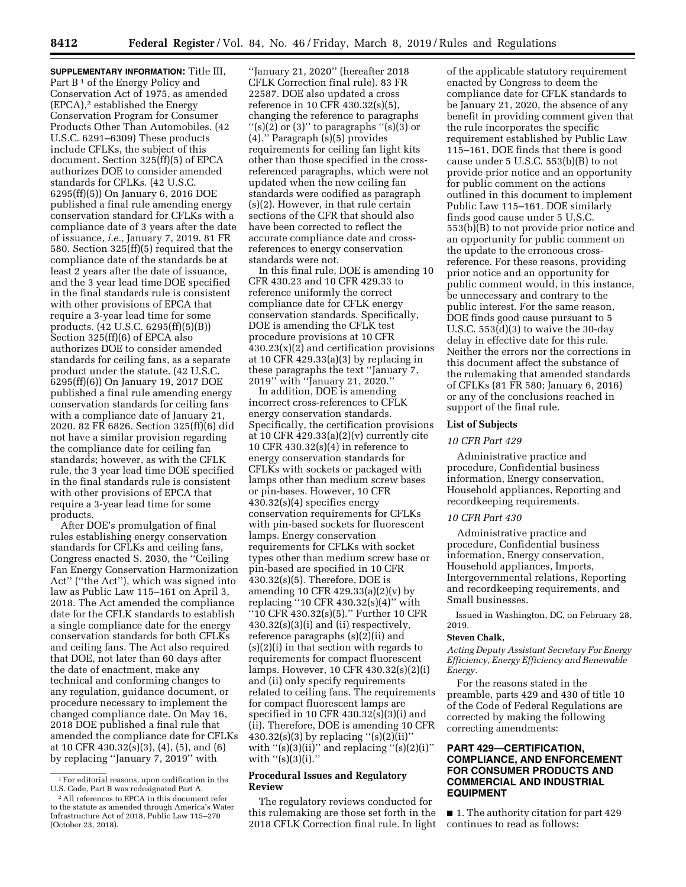**SUPPLEMENTARY INFORMATION:** Title III, Part B [1] of the Energy Policy and Conservation Act of 1975, as amended (EPCA),[2] established the Energy Conservation Program for Consumer Products Other Than Automobiles. (42 U.S.C. 6291–6309) These products include CFLKs, the subject of this document. Section 325(ff)(5) of EPCA authorizes DOE to consider amended standards for CFLKs. (42 U.S.C. 6295(ff)(5)) On January 6, 2016 DOE published a final rule amending energy conservation standard for CFLKs with a compliance date of 3 years after the date of issuance, *i.e.,* January 7, 2019. 81 FR 580. Section 325(ff)(5) required that the compliance date of the standards be at least 2 years after the date of issuance, and the 3 year lead time DOE specified in the final standards rule is consistent with other provisions of EPCA that require a 3-year lead time for some products. (42 U.S.C. 6295(ff)(5)(B)) Section 325(ff)(6) of EPCA also authorizes DOE to consider amended standards for ceiling fans, as a separate product under the statute. (42 U.S.C. 6295(ff)(6)) On January 19, 2017 DOE published a final rule amending energy conservation standards for ceiling fans with a compliance date of January 21, 2020. 82 FR 6826. Section 325(ff)(6) did not have a similar provision regarding the compliance date for ceiling fan standards; however, as with the CFLK rule, the 3 year lead time DOE specified in the final standards rule is consistent with other provisions of EPCA that require a 3-year lead time for some products.

After DOE's promulgation of final rules establishing energy conservation standards for CFLKs and ceiling fans, Congress enacted S. 2030, the ''Ceiling Fan Energy Conservation Harmonization Act'' (''the Act''), which was signed into law as Public Law 115–161 on April 3, 2018. The Act amended the compliance date for the CFLK standards to establish a single compliance date for the energy conservation standards for both CFLKs and ceiling fans. The Act also required that DOE, not later than 60 days after the date of enactment, make any technical and conforming changes to any regulation, guidance document, or procedure necessary to implement the changed compliance date. On May 16, 2018 DOE published a final rule that amended the compliance date for CFLKs at 10 CFR 430.32(s)(3), (4), (5), and (6) by replacing ''January 7, 2019'' with ''January 21, 2020'' (hereafter 2018 CFLK Correction final rule). 83 FR 22587. DOE also updated a cross reference in 10 CFR 430.32(s)(5), changing the reference to paragraphs ''(s)(2) or (3)'' to paragraphs ''(s)(3) or (4).'' Paragraph (s)(5) provides requirements for ceiling fan light kits other than those specified in the cross-referenced paragraphs, which were not updated when the new ceiling fan standards were codified as paragraph (s)(2). However, in that rule certain sections of the CFR that should also have been corrected to reflect the accurate compliance date and cross-references to energy conservation standards were not.

In this final rule, DOE is amending 10 CFR 430.23 and 10 CFR 429.33 to reference uniformly the correct compliance date for CFLK energy conservation standards. Specifically, DOE is amending the CFLK test procedure provisions at 10 CFR 430.23(x)(2) and certification provisions at 10 CFR 429.33(a)(3) by replacing in these paragraphs the text ''January 7, 2019'' with ''January 21, 2020.''

In addition, DOE is amending incorrect cross-references to CFLK energy conservation standards. Specifically, the certification provisions at 10 CFR 429.33(a)(2)(v) currently cite 10 CFR 430.32(s)(4) in reference to energy conservation standards for CFLKs with sockets or packaged with lamps other than medium screw bases or pin-bases. However, 10 CFR 430.32(s)(4) specifies energy conservation requirements for CFLKs with pin-based sockets for fluorescent lamps. Energy conservation requirements for CFLKs with socket types other than medium screw base or pin-based are specified in 10 CFR 430.32(s)(5). Therefore, DOE is amending 10 CFR 429.33(a)(2)(v) by replacing ''10 CFR 430.32(s)(4)'' with ''10 CFR 430.32(s)(5).'' Further 10 CFR 430.32(s)(3)(i) and (ii) respectively, reference paragraphs (s)(2)(ii) and (s)(2)(i) in that section with regards to requirements for compact fluorescent lamps. However, 10 CFR 430.32(s)(2)(i) and (ii) only specify requirements related to ceiling fans. The requirements for compact fluorescent lamps are specified in 10 CFR 430.32(s)(3)(i) and (ii). Therefore, DOE is amending 10 CFR 430.32(s)(3) by replacing ''(s)(2)(ii)'' with ''(s)(3)(ii)'' and replacing ''(s)(2)(i)'' with ''(s)(3)(i).''

## Procedural Issues and Regulatory Review

The regulatory reviews conducted for this rulemaking are those set forth in the 2018 CFLK Correction final rule. In light of the applicable statutory requirement enacted by Congress to deem the compliance date for CFLK standards to be January 21, 2020, the absence of any benefit in providing comment given that the rule incorporates the specific requirement established by Public Law 115–161, DOE finds that there is good cause under 5 U.S.C. 553(b)(B) to not provide prior notice and an opportunity for public comment on the actions outlined in this document to implement Public Law 115–161. DOE similarly finds good cause under 5 U.S.C. 553(b)(B) to not provide prior notice and an opportunity for public comment on the update to the erroneous cross-reference. For these reasons, providing prior notice and an opportunity for public comment would, in this instance, be unnecessary and contrary to the public interest. For the same reason, DOE finds good cause pursuant to 5 U.S.C. 553(d)(3) to waive the 30-day delay in effective date for this rule. Neither the errors nor the corrections in this document affect the substance of the rulemaking that amended standards of CFLKs (81 FR 580; January 6, 2016) or any of the conclusions reached in support of the final rule.

## List of Subjects

### *10 CFR Part 429*

Administrative practice and procedure, Confidential business information, Energy conservation, Household appliances, Reporting and recordkeeping requirements.

### *10 CFR Part 430*

Administrative practice and procedure, Confidential business information, Energy conservation, Household appliances, Imports, Intergovernmental relations, Reporting and recordkeeping requirements, and Small businesses.

Issued in Washington, DC, on February 28, 2019.

**Steven Chalk,**

*Acting Deputy Assistant Secretary For Energy Efficiency, Energy Efficiency and Renewable Energy.*

For the reasons stated in the preamble, parts 429 and 430 of title 10 of the Code of Federal Regulations are corrected by making the following correcting amendments:

## PART 429—CERTIFICATION, COMPLIANCE, AND ENFORCEMENT FOR CONSUMER PRODUCTS AND COMMERCIAL AND INDUSTRIAL EQUIPMENT

■ 1. The authority citation for part 429 continues to read as follows:

---

[1] For editorial reasons, upon codification in the U.S. Code, Part B was redesignated Part A.

[2] All references to EPCA in this document refer to the statute as amended through America's Water Infrastructure Act of 2018, Public Law 115–270 (October 23, 2018).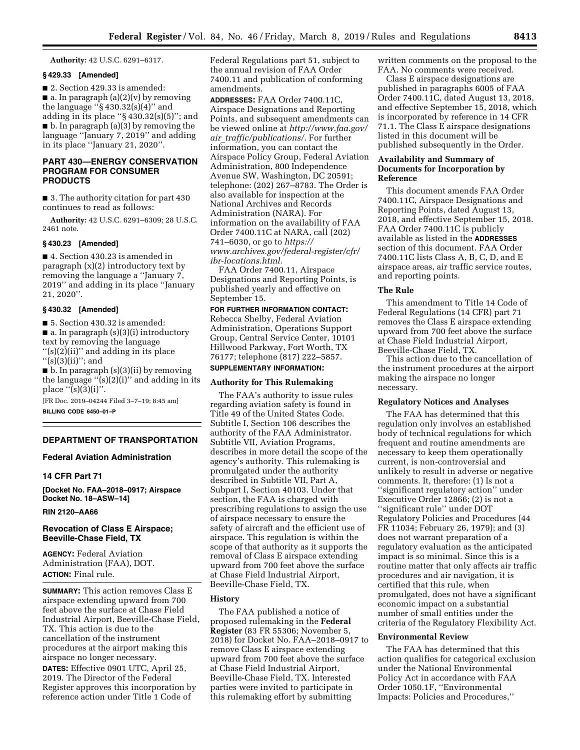**Authority:** 42 U.S.C. 6291–6317.

**§ 429.33 [Amended]**

■ 2. Section 429.33 is amended:

■ a. In paragraph (a)(2)(v) by removing the language "§ 430.32(s)(4)" and adding in its place "§ 430.32(s)(5)"; and

■ b. In paragraph (a)(3) by removing the language "January 7, 2019" and adding in its place "January 21, 2020".

## PART 430—ENERGY CONSERVATION PROGRAM FOR CONSUMER PRODUCTS

■ 3. The authority citation for part 430 continues to read as follows:

**Authority:** 42 U.S.C. 6291–6309; 28 U.S.C. 2461 note.

**§ 430.23 [Amended]**

■ 4. Section 430.23 is amended in paragraph (x)(2) introductory text by removing the language a "January 7, 2019" and adding in its place "January 21, 2020".

**§ 430.32 [Amended]**

■ 5. Section 430.32 is amended:

■ a. In paragraph (s)(3)(i) introductory text by removing the language "(s)(2)(ii)" and adding in its place "(s)(3)(ii)"; and

■ b. In paragraph (s)(3)(ii) by removing the language "(s)(2)(i)" and adding in its place "(s)(3)(i)".

[FR Doc. 2019–04244 Filed 3–7–19; 8:45 am]

**BILLING CODE 6450–01–P**

---

## DEPARTMENT OF TRANSPORTATION

### Federal Aviation Administration

### 14 CFR Part 71

**[Docket No. FAA–2018–0917; Airspace Docket No. 18–ASW–14]**

**RIN 2120–AA66**

### Revocation of Class E Airspace; Beeville-Chase Field, TX

**AGENCY:** Federal Aviation Administration (FAA), DOT.

**ACTION:** Final rule.

**SUMMARY:** This action removes Class E airspace extending upward from 700 feet above the surface at Chase Field Industrial Airport, Beeville-Chase Field, TX. This action is due to the cancellation of the instrument procedures at the airport making this airspace no longer necessary.

**DATES:** Effective 0901 UTC, April 25, 2019. The Director of the Federal Register approves this incorporation by reference action under Title 1 Code of Federal Regulations part 51, subject to the annual revision of FAA Order 7400.11 and publication of conforming amendments.

**ADDRESSES:** FAA Order 7400.11C, Airspace Designations and Reporting Points, and subsequent amendments can be viewed online at *http://www.faa.gov/air_traffic/publications/*. For further information, you can contact the Airspace Policy Group, Federal Aviation Administration, 800 Independence Avenue SW, Washington, DC 20591; telephone: (202) 267–8783. The Order is also available for inspection at the National Archives and Records Administration (NARA). For information on the availability of FAA Order 7400.11C at NARA, call (202) 741–6030, or go to *https://www.archives.gov/federal-register/cfr/ibr-locations.html*.

FAA Order 7400.11, Airspace Designations and Reporting Points, is published yearly and effective on September 15.

**FOR FURTHER INFORMATION CONTACT:** Rebecca Shelby, Federal Aviation Administration, Operations Support Group, Central Service Center, 10101 Hillwood Parkway, Fort Worth, TX 76177; telephone (817) 222–5857.

**SUPPLEMENTARY INFORMATION:**

#### Authority for This Rulemaking

The FAA's authority to issue rules regarding aviation safety is found in Title 49 of the United States Code. Subtitle I, Section 106 describes the authority of the FAA Administrator. Subtitle VII, Aviation Programs, describes in more detail the scope of the agency's authority. This rulemaking is promulgated under the authority described in Subtitle VII, Part A, Subpart I, Section 40103. Under that section, the FAA is charged with prescribing regulations to assign the use of airspace necessary to ensure the safety of aircraft and the efficient use of airspace. This regulation is within the scope of that authority as it supports the removal of Class E airspace extending upward from 700 feet above the surface at Chase Field Industrial Airport, Beeville-Chase Field, TX.

#### History

The FAA published a notice of proposed rulemaking in the **Federal Register** (83 FR 55306; November 5, 2018) for Docket No. FAA–2018–0917 to remove Class E airspace extending upward from 700 feet above the surface at Chase Field Industrial Airport, Beeville-Chase Field, TX. Interested parties were invited to participate in this rulemaking effort by submitting written comments on the proposal to the FAA. No comments were received.

Class E airspace designations are published in paragraphs 6005 of FAA Order 7400.11C, dated August 13, 2018, and effective September 15, 2018, which is incorporated by reference in 14 CFR 71.1. The Class E airspace designations listed in this document will be published subsequently in the Order.

#### Availability and Summary of Documents for Incorporation by Reference

This document amends FAA Order 7400.11C, Airspace Designations and Reporting Points, dated August 13, 2018, and effective September 15, 2018. FAA Order 7400.11C is publicly available as listed in the **ADDRESSES** section of this document. FAA Order 7400.11C lists Class A, B, C, D, and E airspace areas, air traffic service routes, and reporting points.

#### The Rule

This amendment to Title 14 Code of Federal Regulations (14 CFR) part 71 removes the Class E airspace extending upward from 700 feet above the surface at Chase Field Industrial Airport, Beeville-Chase Field, TX.

This action due to the cancellation of the instrument procedures at the airport making the airspace no longer necessary.

#### Regulatory Notices and Analyses

The FAA has determined that this regulation only involves an established body of technical regulations for which frequent and routine amendments are necessary to keep them operationally current, is non-controversial and unlikely to result in adverse or negative comments. It, therefore: (1) Is not a "significant regulatory action" under Executive Order 12866; (2) is not a "significant rule" under DOT Regulatory Policies and Procedures (44 FR 11034; February 26, 1979); and (3) does not warrant preparation of a regulatory evaluation as the anticipated impact is so minimal. Since this is a routine matter that only affects air traffic procedures and air navigation, it is certified that this rule, when promulgated, does not have a significant economic impact on a substantial number of small entities under the criteria of the Regulatory Flexibility Act.

#### Environmental Review

The FAA has determined that this action qualifies for categorical exclusion under the National Environmental Policy Act in accordance with FAA Order 1050.1F, "Environmental Impacts: Policies and Procedures,"